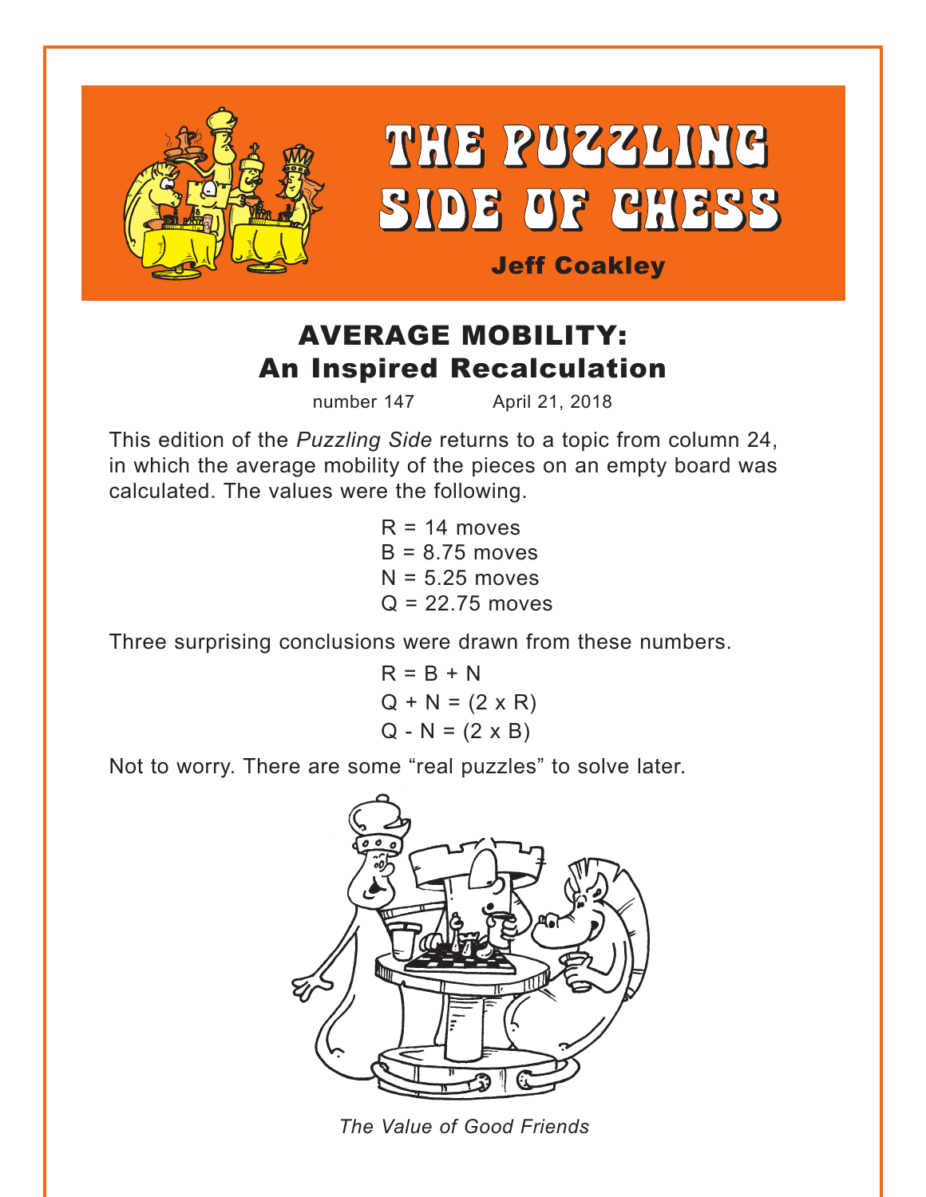# THE PUZZLING SIDE OF CHESS

**Jeff Coakley**

## AVERAGE MOBILITY: An Inspired Recalculation

number 147 April 21, 2018

This edition of the *Puzzling Side* returns to a topic from column 24, in which the average mobility of the pieces on an empty board was calculated. The values were the following.

R = 14 moves
B = 8.75 moves
N = 5.25 moves
Q = 22.75 moves

Three surprising conclusions were drawn from these numbers.

$$R = B + N$$
$$Q + N = (2 \times R)$$
$$Q - N = (2 \times B)$$

Not to worry. There are some "real puzzles" to solve later.

*The Value of Good Friends*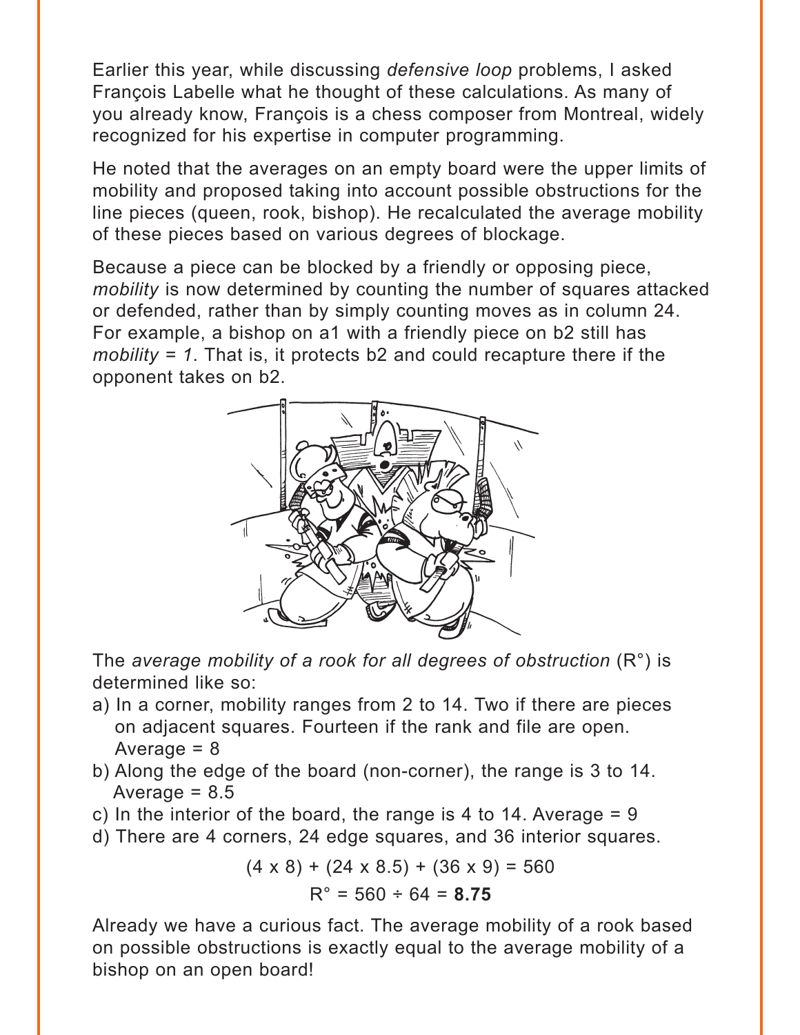Earlier this year, while discussing *defensive loop* problems, I asked François Labelle what he thought of these calculations. As many of you already know, François is a chess composer from Montreal, widely recognized for his expertise in computer programming.

He noted that the averages on an empty board were the upper limits of mobility and proposed taking into account possible obstructions for the line pieces (queen, rook, bishop). He recalculated the average mobility of these pieces based on various degrees of blockage.

Because a piece can be blocked by a friendly or opposing piece, *mobility* is now determined by counting the number of squares attacked or defended, rather than by simply counting moves as in column 24. For example, a bishop on a1 with a friendly piece on b2 still has *mobility = 1*. That is, it protects b2 and could recapture there if the opponent takes on b2.

The *average mobility of a rook for all degrees of obstruction* (R°) is determined like so:

a) In a corner, mobility ranges from 2 to 14. Two if there are pieces on adjacent squares. Fourteen if the rank and file are open. Average = 8
b) Along the edge of the board (non-corner), the range is 3 to 14. Average = 8.5
c) In the interior of the board, the range is 4 to 14. Average = 9
d) There are 4 corners, 24 edge squares, and 36 interior squares.

$$(4 \times 8) + (24 \times 8.5) + (36 \times 9) = 560$$

$$R° = 560 \div 64 = \mathbf{8.75}$$

Already we have a curious fact. The average mobility of a rook based on possible obstructions is exactly equal to the average mobility of a bishop on an open board!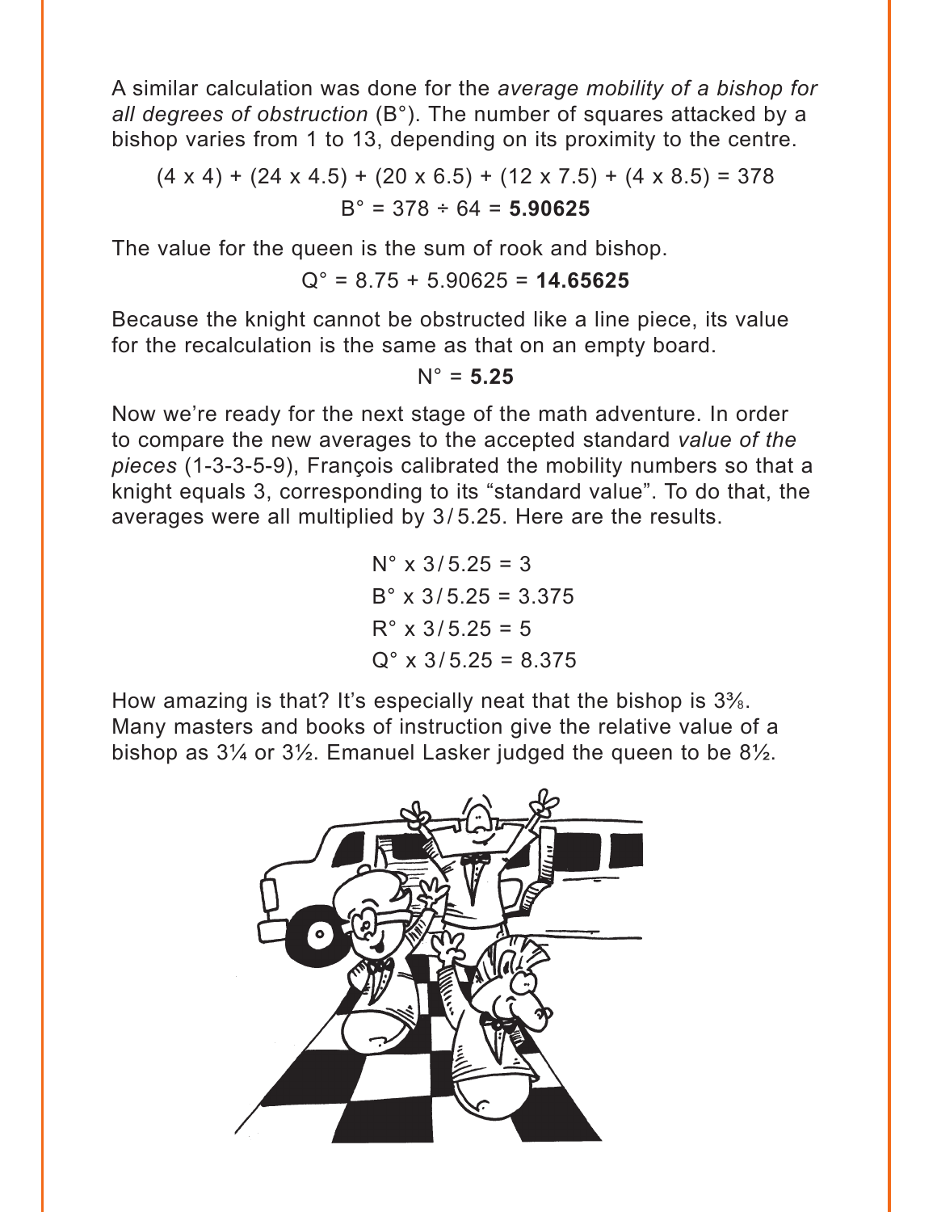A similar calculation was done for the *average mobility of a bishop for all degrees of obstruction* (B°). The number of squares attacked by a bishop varies from 1 to 13, depending on its proximity to the centre.

$$(4 \times 4) + (24 \times 4.5) + (20 \times 6.5) + (12 \times 7.5) + (4 \times 8.5) = 378$$

$$B° = 378 \div 64 = \mathbf{5.90625}$$

The value for the queen is the sum of rook and bishop.

$$Q° = 8.75 + 5.90625 = \mathbf{14.65625}$$

Because the knight cannot be obstructed like a line piece, its value for the recalculation is the same as that on an empty board.

$$N° = \mathbf{5.25}$$

Now we're ready for the next stage of the math adventure. In order to compare the new averages to the accepted standard *value of the pieces* (1-3-3-5-9), François calibrated the mobility numbers so that a knight equals 3, corresponding to its "standard value". To do that, the averages were all multiplied by 3/5.25. Here are the results.

$$N° \times 3/5.25 = 3$$

$$B° \times 3/5.25 = 3.375$$

$$R° \times 3/5.25 = 5$$

$$Q° \times 3/5.25 = 8.375$$

How amazing is that? It's especially neat that the bishop is 3⅜. Many masters and books of instruction give the relative value of a bishop as 3¼ or 3½. Emanuel Lasker judged the queen to be 8½.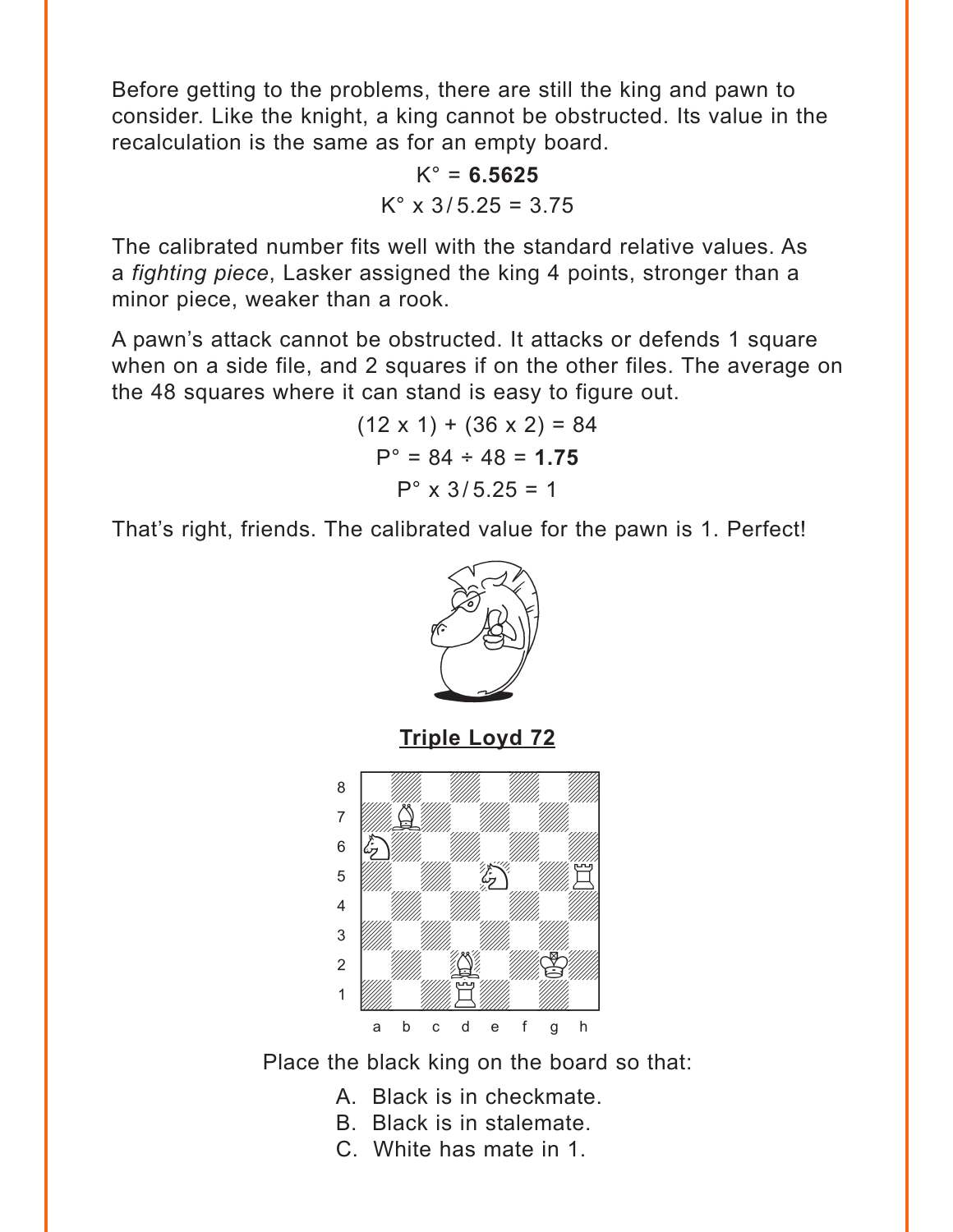Before getting to the problems, there are still the king and pawn to consider. Like the knight, a king cannot be obstructed. Its value in the recalculation is the same as for an empty board.

$$K° = \mathbf{6.5625}$$

$$K° \times 3/5.25 = 3.75$$

The calibrated number fits well with the standard relative values. As a *fighting piece*, Lasker assigned the king 4 points, stronger than a minor piece, weaker than a rook.

A pawn's attack cannot be obstructed. It attacks or defends 1 square when on a side file, and 2 squares if on the other files. The average on the 48 squares where it can stand is easy to figure out.

$$(12 \times 1) + (36 \times 2) = 84$$

$$P° = 84 \div 48 = \mathbf{1.75}$$

$$P° \times 3/5.25 = 1$$

That's right, friends. The calibrated value for the pawn is 1. Perfect!

**Triple Loyd 72**

Place the black king on the board so that:

A. Black is in checkmate.
B. Black is in stalemate.
C. White has mate in 1.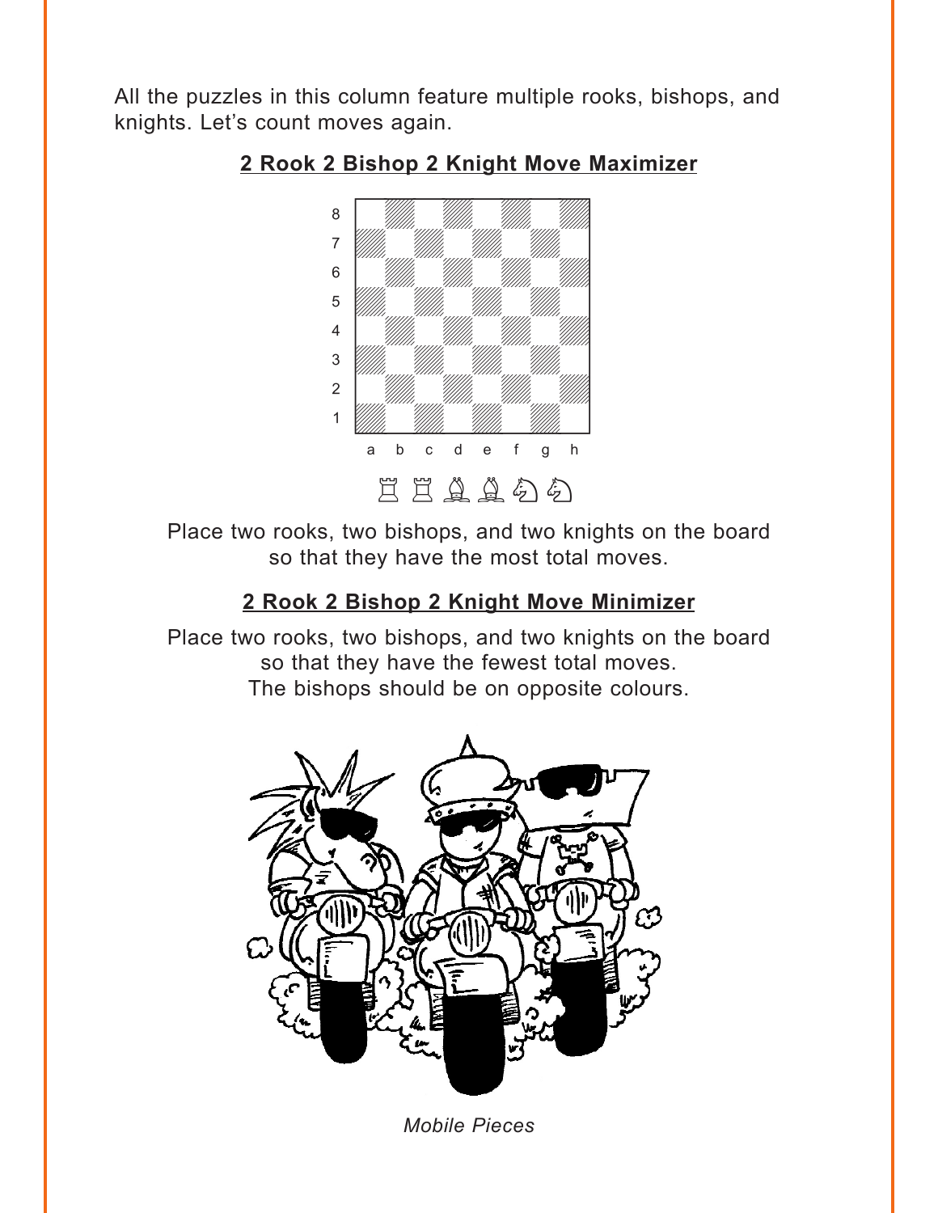All the puzzles in this column feature multiple rooks, bishops, and knights. Let's count moves again.

## 2 Rook 2 Bishop 2 Knight Move Maximizer

♖ ♖ ♗ ♗ ♘ ♘

Place two rooks, two bishops, and two knights on the board so that they have the most total moves.

## 2 Rook 2 Bishop 2 Knight Move Minimizer

Place two rooks, two bishops, and two knights on the board so that they have the fewest total moves.
The bishops should be on opposite colours.

*Mobile Pieces*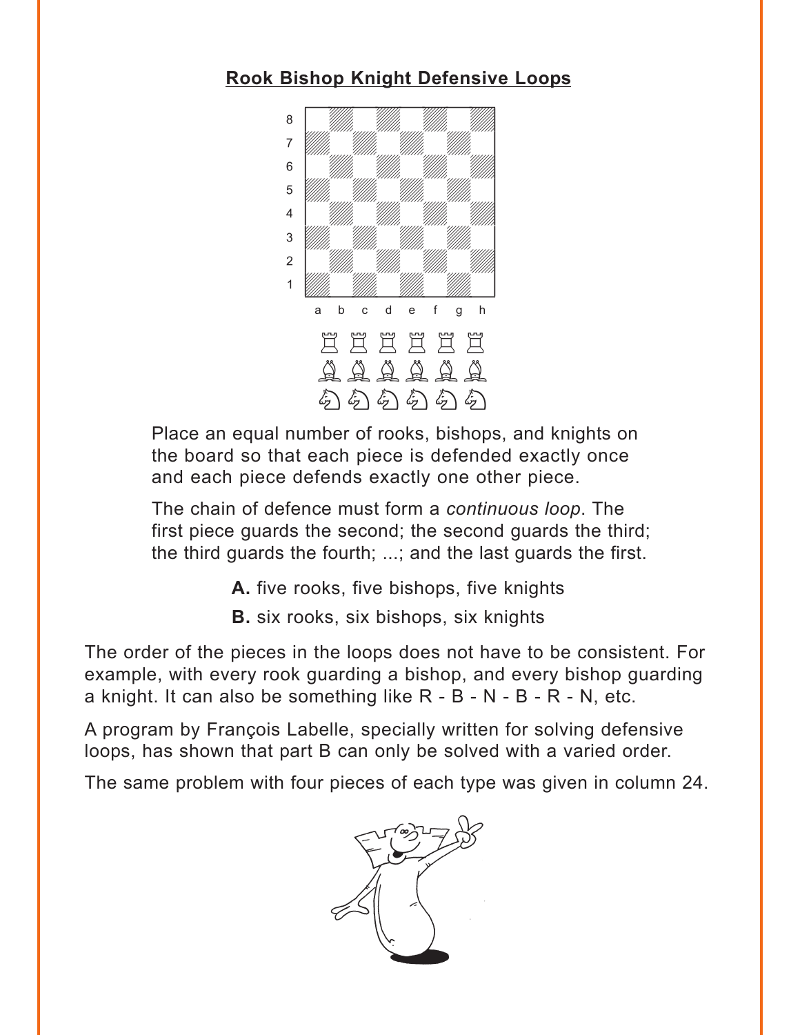**Rook Bishop Knight Defensive Loops**

Place an equal number of rooks, bishops, and knights on the board so that each piece is defended exactly once and each piece defends exactly one other piece.

The chain of defence must form a *continuous loop*. The first piece guards the second; the second guards the third; the third guards the fourth; ...; and the last guards the first.

**A.** five rooks, five bishops, five knights

**B.** six rooks, six bishops, six knights

The order of the pieces in the loops does not have to be consistent. For example, with every rook guarding a bishop, and every bishop guarding a knight. It can also be something like R - B - N - B - R - N, etc.

A program by François Labelle, specially written for solving defensive loops, has shown that part B can only be solved with a varied order.

The same problem with four pieces of each type was given in column 24.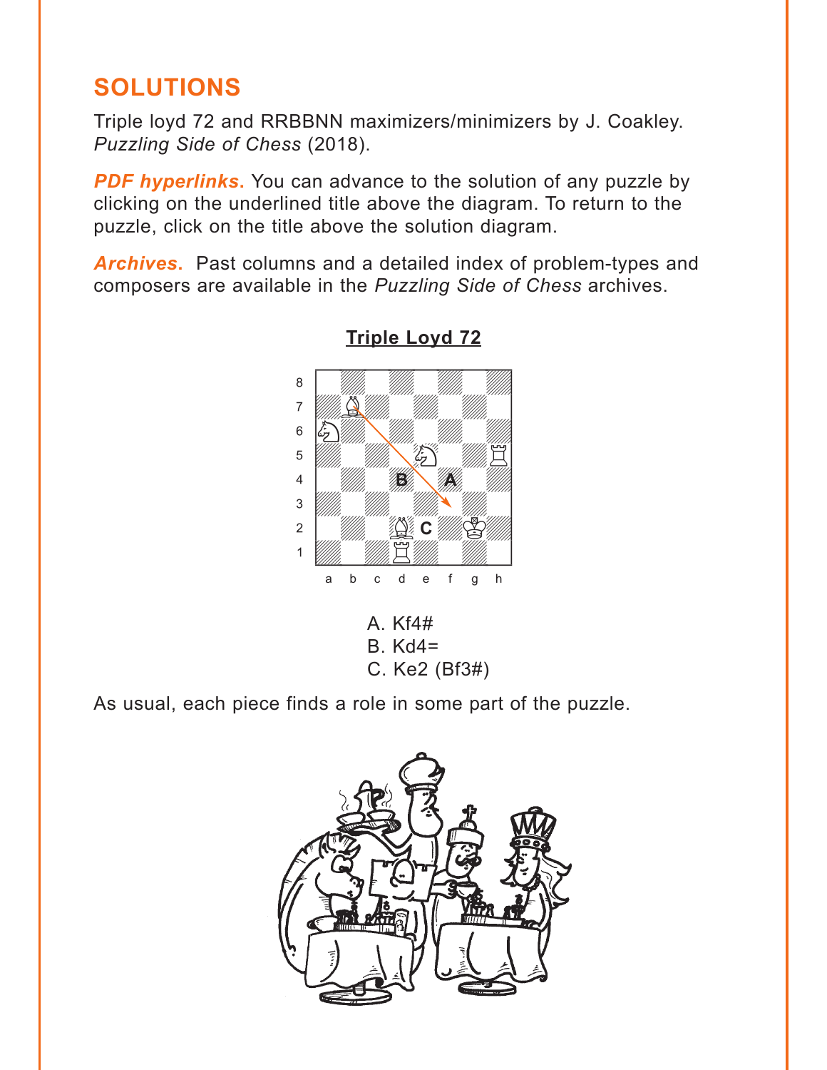## SOLUTIONS

Triple loyd 72 and RRBBNN maximizers/minimizers by J. Coakley. *Puzzling Side of Chess* (2018).

***PDF hyperlinks.*** You can advance to the solution of any puzzle by clicking on the underlined title above the diagram. To return to the puzzle, click on the title above the solution diagram.

***Archives.*** Past columns and a detailed index of problem-types and composers are available in the *Puzzling Side of Chess* archives.

### Triple Loyd 72

A. Kf4#
B. Kd4=
C. Ke2 (Bf3#)

As usual, each piece finds a role in some part of the puzzle.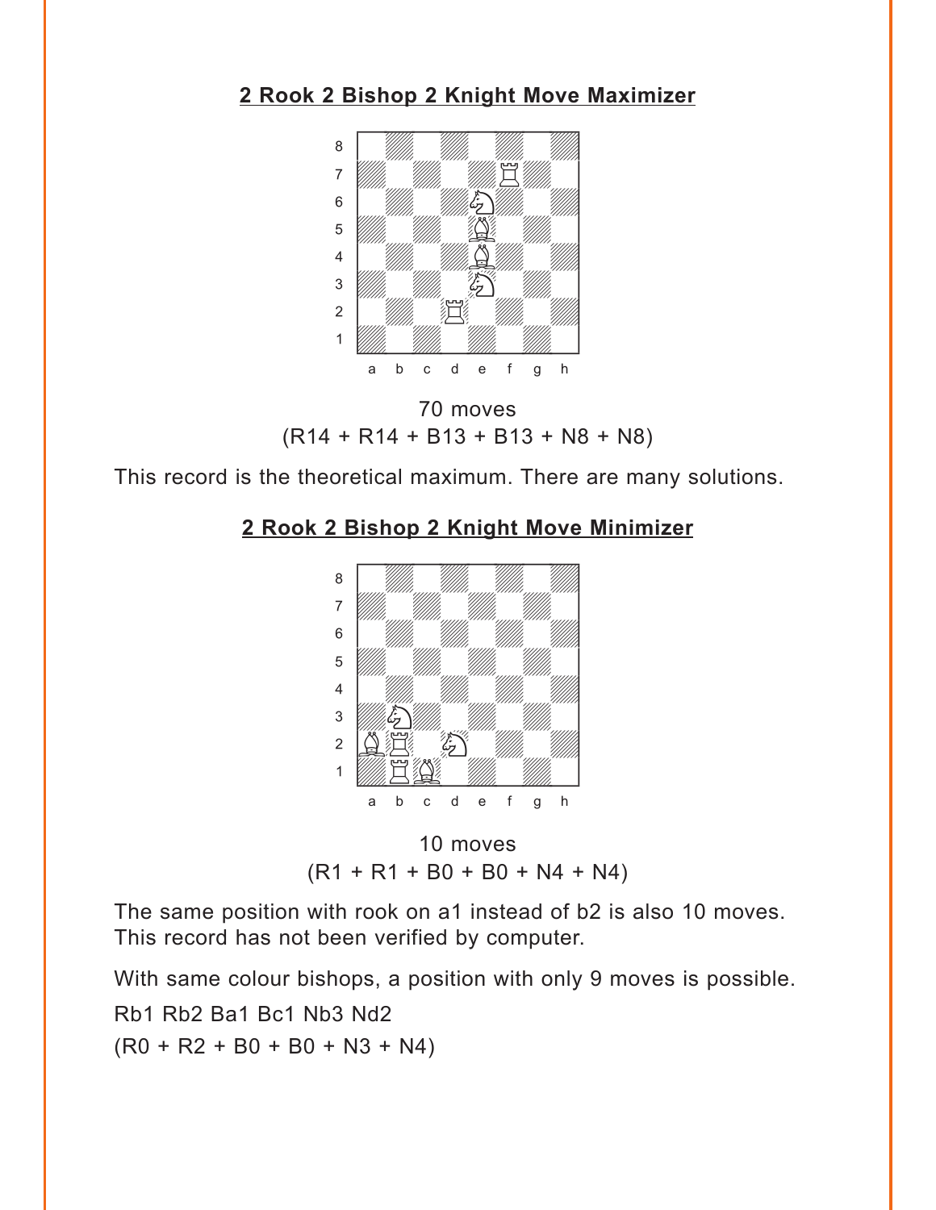**2 Rook 2 Bishop 2 Knight Move Maximizer**

70 moves
(R14 + R14 + B13 + B13 + N8 + N8)

This record is the theoretical maximum. There are many solutions.

**2 Rook 2 Bishop 2 Knight Move Minimizer**

10 moves
(R1 + R1 + B0 + B0 + N4 + N4)

The same position with rook on a1 instead of b2 is also 10 moves.
This record has not been verified by computer.

With same colour bishops, a position with only 9 moves is possible.

Rb1 Rb2 Ba1 Bc1 Nb3 Nd2

(R0 + R2 + B0 + B0 + N3 + N4)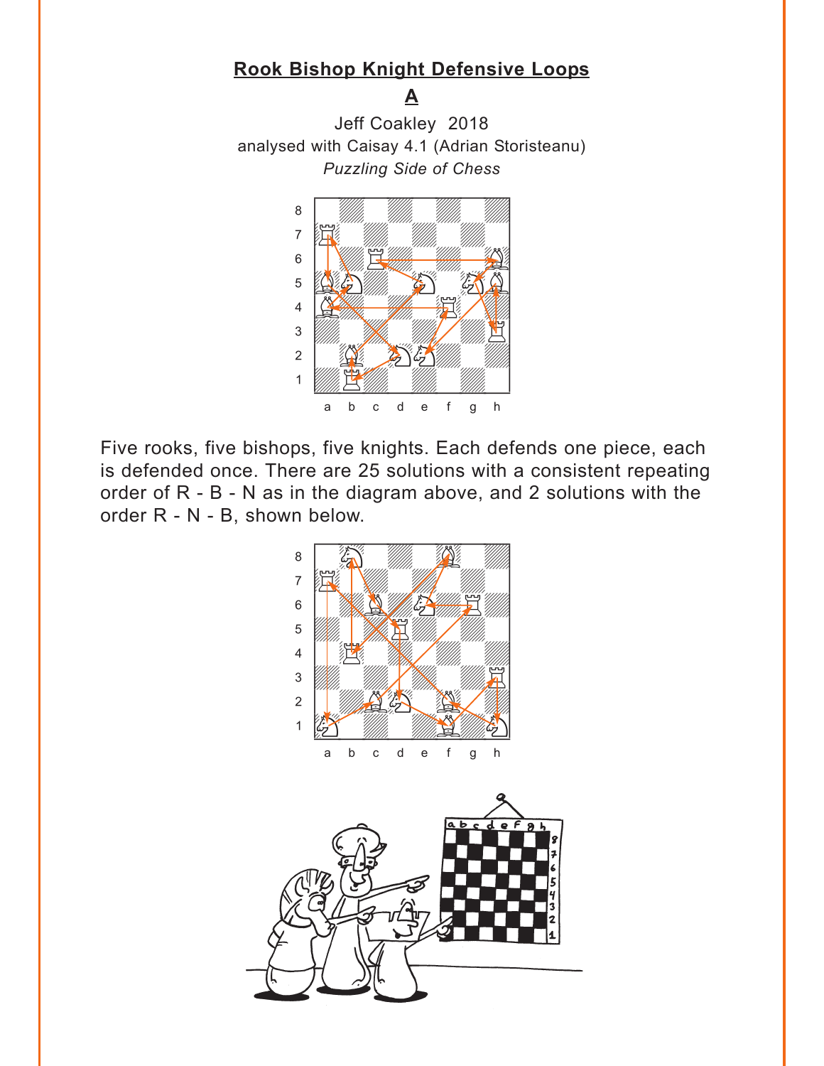## Rook Bishop Knight Defensive Loops

### A

Jeff Coakley 2018
analysed with Caisay 4.1 (Adrian Storisteanu)
*Puzzling Side of Chess*

Five rooks, five bishops, five knights. Each defends one piece, each is defended once. There are 25 solutions with a consistent repeating order of R - B - N as in the diagram above, and 2 solutions with the order R - N - B, shown below.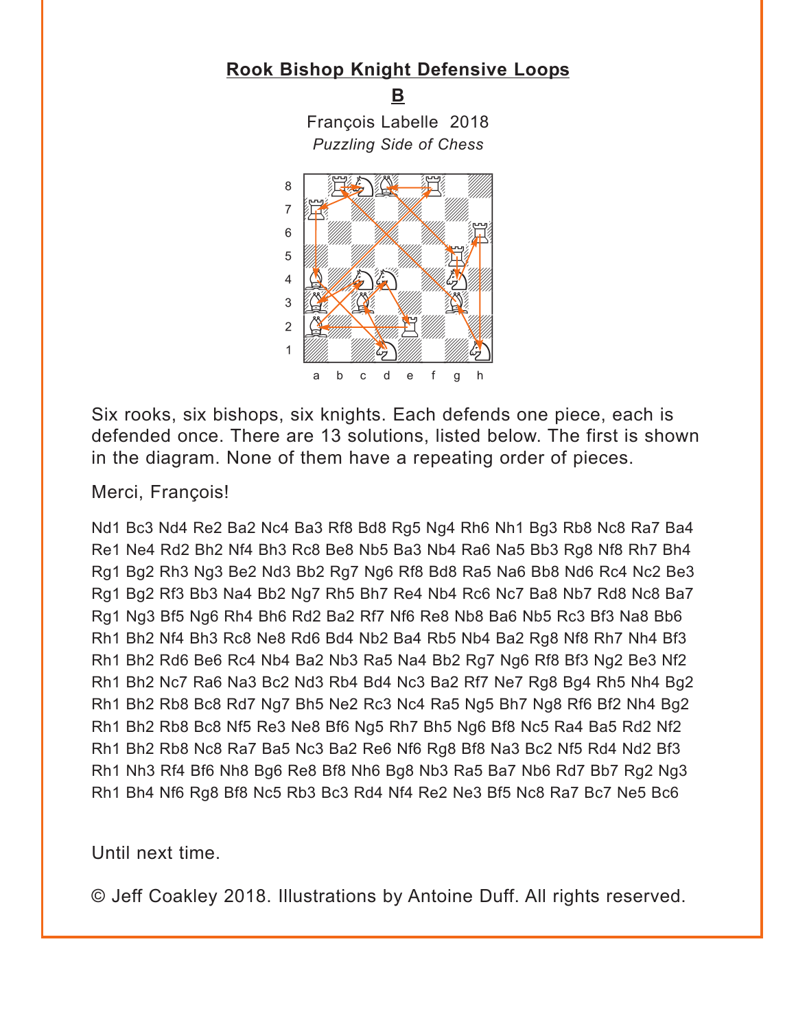## Rook Bishop Knight Defensive Loops

### B

François Labelle 2018
*Puzzling Side of Chess*

8
7
6
5
4
3
2
1

a b c d e f g h

Six rooks, six bishops, six knights. Each defends one piece, each is defended once. There are 13 solutions, listed below. The first is shown in the diagram. None of them have a repeating order of pieces.

Merci, François!

Nd1 Bc3 Nd4 Re2 Ba2 Nc4 Ba3 Rf8 Bd8 Rg5 Ng4 Rh6 Nh1 Bg3 Rb8 Nc8 Ra7 Ba4
Re1 Ne4 Rd2 Bh2 Nf4 Bh3 Rc8 Be8 Nb5 Ba3 Nb4 Ra6 Na5 Bb3 Rg8 Nf8 Rh7 Bh4
Rg1 Bg2 Rh3 Ng3 Be2 Nd3 Bb2 Rg7 Ng6 Rf8 Bd8 Ra5 Na6 Bb8 Nd6 Rc4 Nc2 Be3
Rg1 Bg2 Rf3 Bb3 Na4 Bb2 Ng7 Rh5 Bh7 Re4 Nb4 Rc6 Nc7 Ba8 Nb7 Rd8 Nc8 Ba7
Rg1 Ng3 Bf5 Ng6 Rh4 Bh6 Rd2 Ba2 Rf7 Nf6 Re8 Nb8 Ba6 Nb5 Rc3 Bf3 Na8 Bb6
Rh1 Bh2 Nf4 Bh3 Rc8 Ne8 Rd6 Bd4 Nb2 Ba4 Rb5 Nb4 Ba2 Rg8 Nf8 Rh7 Nh4 Bf3
Rh1 Bh2 Rd6 Be6 Rc4 Nb4 Ba2 Nb3 Ra5 Na4 Bb2 Rg7 Ng6 Rf8 Bf3 Ng2 Be3 Nf2
Rh1 Bh2 Nc7 Ra6 Na3 Bc2 Nd3 Rb4 Bd4 Nc3 Ba2 Rf7 Ne7 Rg8 Bg4 Rh5 Nh4 Bg2
Rh1 Bh2 Rb8 Bc8 Rd7 Ng7 Bh5 Ne2 Rc3 Nc4 Ra5 Ng5 Bh7 Ng8 Rf6 Bf2 Nh4 Bg2
Rh1 Bh2 Rb8 Bc8 Nf5 Re3 Ne8 Bf6 Ng5 Rh7 Bh5 Ng6 Bf8 Nc5 Ra4 Ba5 Rd2 Nf2
Rh1 Bh2 Rb8 Nc8 Ra7 Ba5 Nc3 Ba2 Re6 Nf6 Rg8 Bf8 Na3 Bc2 Nf5 Rd4 Nd2 Bf3
Rh1 Nh3 Rf4 Bf6 Nh8 Bg6 Re8 Bf8 Nh6 Bg8 Nb3 Ra5 Ba7 Nb6 Rd7 Bb7 Rg2 Ng3
Rh1 Bh4 Nf6 Rg8 Bf8 Nc5 Rb3 Bc3 Rd4 Nf4 Re2 Ne3 Bf5 Nc8 Ra7 Bc7 Ne5 Bc6

Until next time.

© Jeff Coakley 2018. Illustrations by Antoine Duff. All rights reserved.